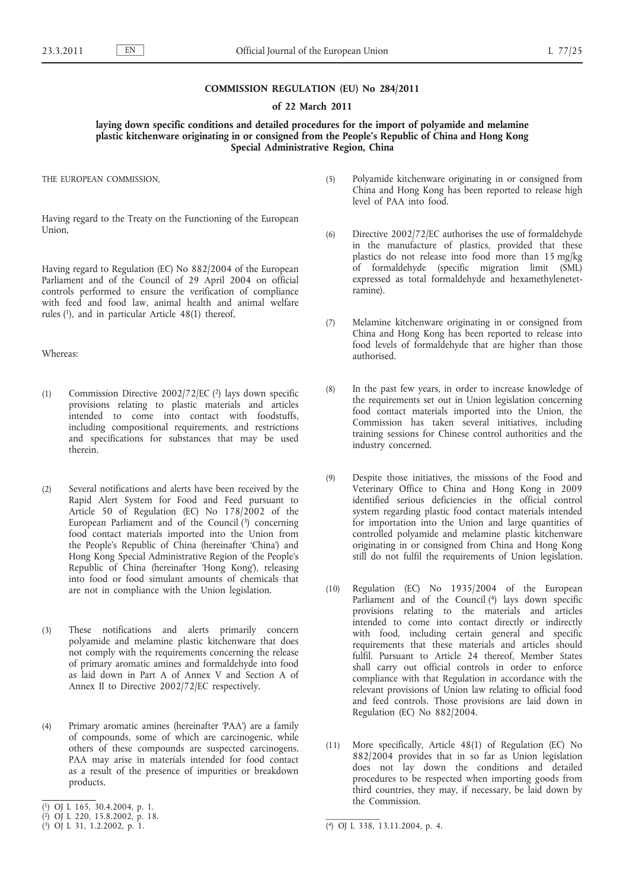# COMMISSION REGULATION (EU) No 284/2011

## of 22 March 2011

### laying down specific conditions and detailed procedures for the import of polyamide and melamine plastic kitchenware originating in or consigned from the People's Republic of China and Hong Kong Special Administrative Region, China

THE EUROPEAN COMMISSION,

Having regard to the Treaty on the Functioning of the European Union,

Having regard to Regulation (EC) No 882/2004 of the European Parliament and of the Council of 29 April 2004 on official controls performed to ensure the verification of compliance with feed and food law, animal health and animal welfare rules [1], and in particular Article 48(1) thereof,

Whereas:

(1) Commission Directive 2002/72/EC [2] lays down specific provisions relating to plastic materials and articles intended to come into contact with foodstuffs, including compositional requirements, and restrictions and specifications for substances that may be used therein.

(2) Several notifications and alerts have been received by the Rapid Alert System for Food and Feed pursuant to Article 50 of Regulation (EC) No 178/2002 of the European Parliament and of the Council [3] concerning food contact materials imported into the Union from the People's Republic of China (hereinafter 'China') and Hong Kong Special Administrative Region of the People's Republic of China (hereinafter 'Hong Kong'), releasing into food or food simulant amounts of chemicals that are not in compliance with the Union legislation.

(3) These notifications and alerts primarily concern polyamide and melamine plastic kitchenware that does not comply with the requirements concerning the release of primary aromatic amines and formaldehyde into food as laid down in Part A of Annex V and Section A of Annex II to Directive 2002/72/EC respectively.

(4) Primary aromatic amines (hereinafter 'PAA') are a family of compounds, some of which are carcinogenic, while others of these compounds are suspected carcinogens. PAA may arise in materials intended for food contact as a result of the presence of impurities or breakdown products.

(5) Polyamide kitchenware originating in or consigned from China and Hong Kong has been reported to release high level of PAA into food.

(6) Directive 2002/72/EC authorises the use of formaldehyde in the manufacture of plastics, provided that these plastics do not release into food more than 15 mg/kg of formaldehyde (specific migration limit (SML) expressed as total formaldehyde and hexamethylenetetramine).

(7) Melamine kitchenware originating in or consigned from China and Hong Kong has been reported to release into food levels of formaldehyde that are higher than those authorised.

(8) In the past few years, in order to increase knowledge of the requirements set out in Union legislation concerning food contact materials imported into the Union, the Commission has taken several initiatives, including training sessions for Chinese control authorities and the industry concerned.

(9) Despite those initiatives, the missions of the Food and Veterinary Office to China and Hong Kong in 2009 identified serious deficiencies in the official control system regarding plastic food contact materials intended for importation into the Union and large quantities of controlled polyamide and melamine plastic kitchenware originating in or consigned from China and Hong Kong still do not fulfil the requirements of Union legislation.

(10) Regulation (EC) No 1935/2004 of the European Parliament and of the Council [4] lays down specific provisions relating to the materials and articles intended to come into contact directly or indirectly with food, including certain general and specific requirements that these materials and articles should fulfil. Pursuant to Article 24 thereof, Member States shall carry out official controls in order to enforce compliance with that Regulation in accordance with the relevant provisions of Union law relating to official food and feed controls. Those provisions are laid down in Regulation (EC) No 882/2004.

(11) More specifically, Article 48(1) of Regulation (EC) No 882/2004 provides that in so far as Union legislation does not lay down the conditions and detailed procedures to be respected when importing goods from third countries, they may, if necessary, be laid down by the Commission.

---

[1] OJ L 165, 30.4.2004, p. 1.

[2] OJ L 220, 15.8.2002, p. 18.

[3] OJ L 31, 1.2.2002, p. 1.

[4] OJ L 338, 13.11.2004, p. 4.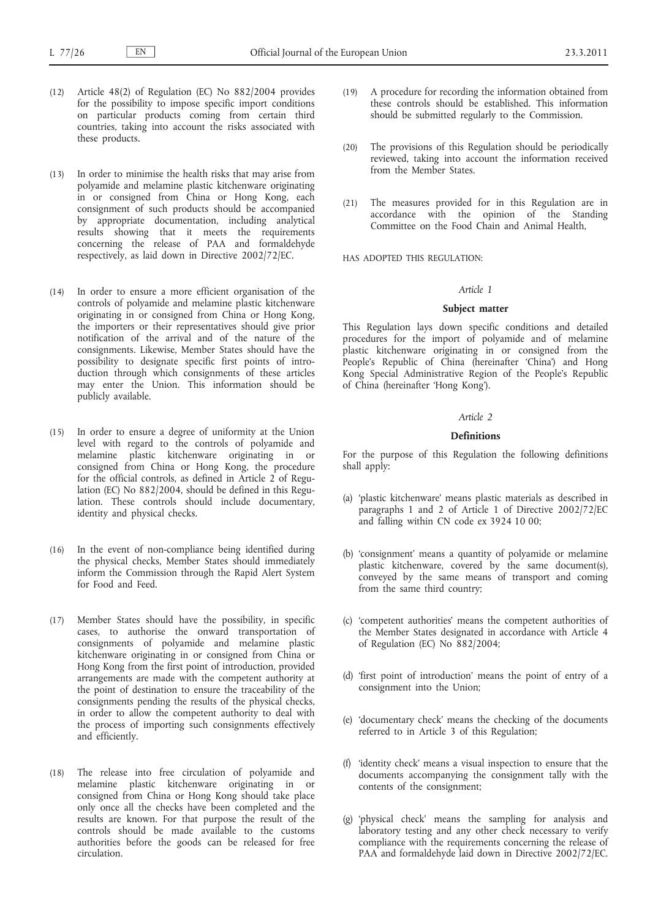(12) Article 48(2) of Regulation (EC) No 882/2004 provides for the possibility to impose specific import conditions on particular products coming from certain third countries, taking into account the risks associated with these products.

(13) In order to minimise the health risks that may arise from polyamide and melamine plastic kitchenware originating in or consigned from China or Hong Kong, each consignment of such products should be accompanied by appropriate documentation, including analytical results showing that it meets the requirements concerning the release of PAA and formaldehyde respectively, as laid down in Directive 2002/72/EC.

(14) In order to ensure a more efficient organisation of the controls of polyamide and melamine plastic kitchenware originating in or consigned from China or Hong Kong, the importers or their representatives should give prior notification of the arrival and of the nature of the consignments. Likewise, Member States should have the possibility to designate specific first points of introduction through which consignments of these articles may enter the Union. This information should be publicly available.

(15) In order to ensure a degree of uniformity at the Union level with regard to the controls of polyamide and melamine plastic kitchenware originating in or consigned from China or Hong Kong, the procedure for the official controls, as defined in Article 2 of Regulation (EC) No 882/2004, should be defined in this Regulation. These controls should include documentary, identity and physical checks.

(16) In the event of non-compliance being identified during the physical checks, Member States should immediately inform the Commission through the Rapid Alert System for Food and Feed.

(17) Member States should have the possibility, in specific cases, to authorise the onward transportation of consignments of polyamide and melamine plastic kitchenware originating in or consigned from China or Hong Kong from the first point of introduction, provided arrangements are made with the competent authority at the point of destination to ensure the traceability of the consignments pending the results of the physical checks, in order to allow the competent authority to deal with the process of importing such consignments effectively and efficiently.

(18) The release into free circulation of polyamide and melamine plastic kitchenware originating in or consigned from China or Hong Kong should take place only once all the checks have been completed and the results are known. For that purpose the result of the controls should be made available to the customs authorities before the goods can be released for free circulation.

(19) A procedure for recording the information obtained from these controls should be established. This information should be submitted regularly to the Commission.

(20) The provisions of this Regulation should be periodically reviewed, taking into account the information received from the Member States.

(21) The measures provided for in this Regulation are in accordance with the opinion of the Standing Committee on the Food Chain and Animal Health,

HAS ADOPTED THIS REGULATION:

*Article 1*

**Subject matter**

This Regulation lays down specific conditions and detailed procedures for the import of polyamide and of melamine plastic kitchenware originating in or consigned from the People's Republic of China (hereinafter 'China') and Hong Kong Special Administrative Region of the People's Republic of China (hereinafter 'Hong Kong').

*Article 2*

**Definitions**

For the purpose of this Regulation the following definitions shall apply:

(a) 'plastic kitchenware' means plastic materials as described in paragraphs 1 and 2 of Article 1 of Directive 2002/72/EC and falling within CN code ex 3924 10 00;

(b) 'consignment' means a quantity of polyamide or melamine plastic kitchenware, covered by the same document(s), conveyed by the same means of transport and coming from the same third country;

(c) 'competent authorities' means the competent authorities of the Member States designated in accordance with Article 4 of Regulation (EC) No 882/2004;

(d) 'first point of introduction' means the point of entry of a consignment into the Union;

(e) 'documentary check' means the checking of the documents referred to in Article 3 of this Regulation;

(f) 'identity check' means a visual inspection to ensure that the documents accompanying the consignment tally with the contents of the consignment;

(g) 'physical check' means the sampling for analysis and laboratory testing and any other check necessary to verify compliance with the requirements concerning the release of PAA and formaldehyde laid down in Directive 2002/72/EC.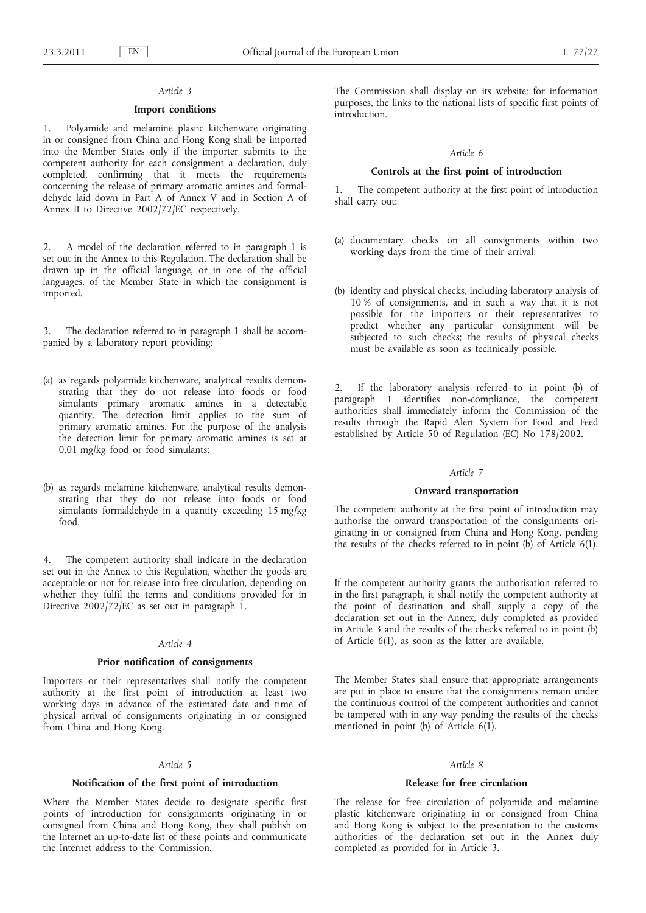*Article 3*

### Import conditions

1. Polyamide and melamine plastic kitchenware originating in or consigned from China and Hong Kong shall be imported into the Member States only if the importer submits to the competent authority for each consignment a declaration, duly completed, confirming that it meets the requirements concerning the release of primary aromatic amines and formaldehyde laid down in Part A of Annex V and in Section A of Annex II to Directive 2002/72/EC respectively.

2. A model of the declaration referred to in paragraph 1 is set out in the Annex to this Regulation. The declaration shall be drawn up in the official language, or in one of the official languages, of the Member State in which the consignment is imported.

3. The declaration referred to in paragraph 1 shall be accompanied by a laboratory report providing:

(a) as regards polyamide kitchenware, analytical results demonstrating that they do not release into foods or food simulants primary aromatic amines in a detectable quantity. The detection limit applies to the sum of primary aromatic amines. For the purpose of the analysis the detection limit for primary aromatic amines is set at 0,01 mg/kg food or food simulants;

(b) as regards melamine kitchenware, analytical results demonstrating that they do not release into foods or food simulants formaldehyde in a quantity exceeding 15 mg/kg food.

4. The competent authority shall indicate in the declaration set out in the Annex to this Regulation, whether the goods are acceptable or not for release into free circulation, depending on whether they fulfil the terms and conditions provided for in Directive 2002/72/EC as set out in paragraph 1.

*Article 4*

### Prior notification of consignments

Importers or their representatives shall notify the competent authority at the first point of introduction at least two working days in advance of the estimated date and time of physical arrival of consignments originating in or consigned from China and Hong Kong.

*Article 5*

### Notification of the first point of introduction

Where the Member States decide to designate specific first points of introduction for consignments originating in or consigned from China and Hong Kong, they shall publish on the Internet an up-to-date list of these points and communicate the Internet address to the Commission.

The Commission shall display on its website; for information purposes, the links to the national lists of specific first points of introduction.

*Article 6*

### Controls at the first point of introduction

1. The competent authority at the first point of introduction shall carry out:

(a) documentary checks on all consignments within two working days from the time of their arrival;

(b) identity and physical checks, including laboratory analysis of 10 % of consignments, and in such a way that it is not possible for the importers or their representatives to predict whether any particular consignment will be subjected to such checks; the results of physical checks must be available as soon as technically possible.

2. If the laboratory analysis referred to in point (b) of paragraph 1 identifies non-compliance, the competent authorities shall immediately inform the Commission of the results through the Rapid Alert System for Food and Feed established by Article 50 of Regulation (EC) No 178/2002.

*Article 7*

### Onward transportation

The competent authority at the first point of introduction may authorise the onward transportation of the consignments originating in or consigned from China and Hong Kong, pending the results of the checks referred to in point (b) of Article 6(1).

If the competent authority grants the authorisation referred to in the first paragraph, it shall notify the competent authority at the point of destination and shall supply a copy of the declaration set out in the Annex, duly completed as provided in Article 3 and the results of the checks referred to in point (b) of Article 6(1), as soon as the latter are available.

The Member States shall ensure that appropriate arrangements are put in place to ensure that the consignments remain under the continuous control of the competent authorities and cannot be tampered with in any way pending the results of the checks mentioned in point (b) of Article 6(1).

*Article 8*

### Release for free circulation

The release for free circulation of polyamide and melamine plastic kitchenware originating in or consigned from China and Hong Kong is subject to the presentation to the customs authorities of the declaration set out in the Annex duly completed as provided for in Article 3.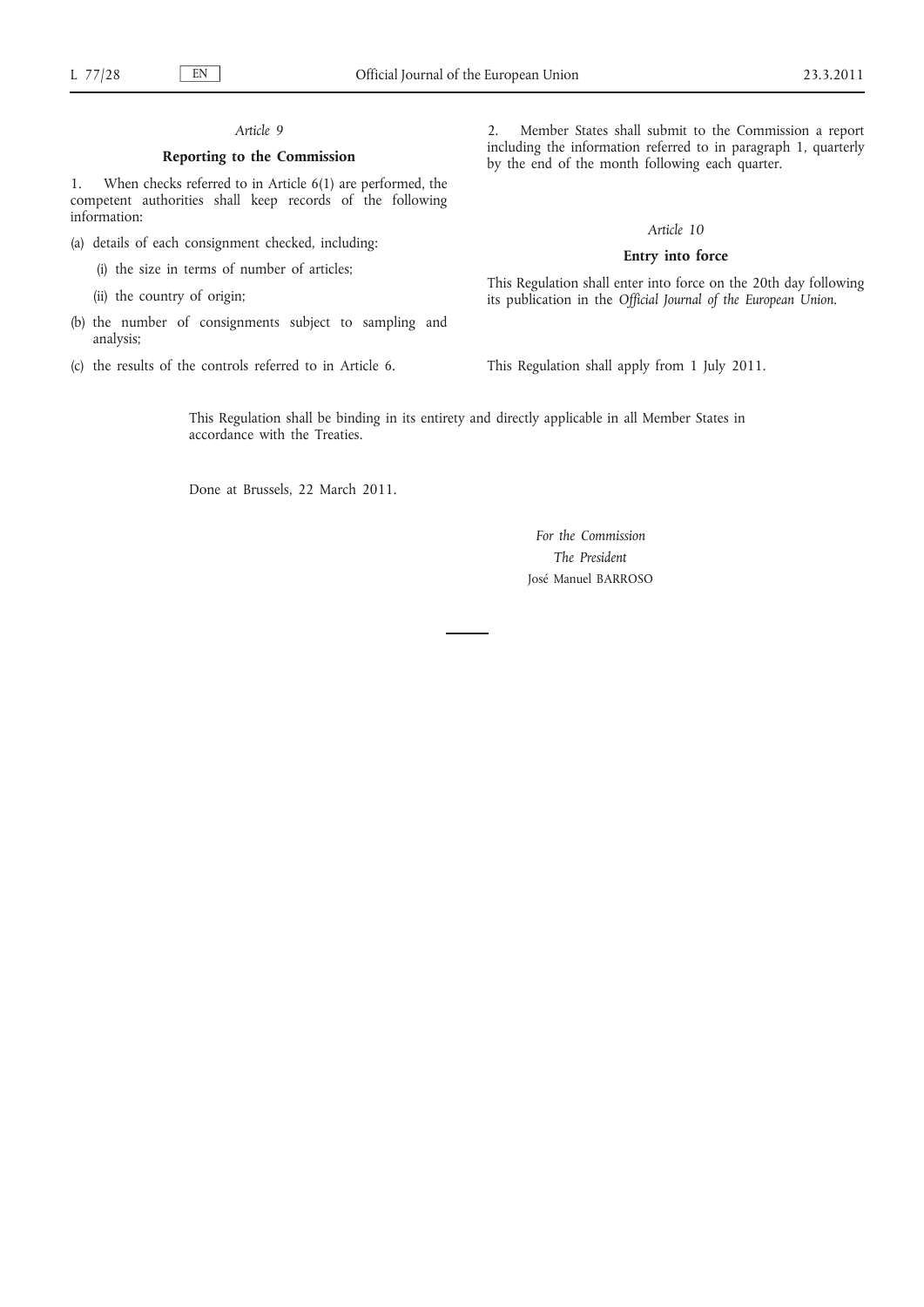*Article 9*

**Reporting to the Commission**

1. When checks referred to in Article 6(1) are performed, the competent authorities shall keep records of the following information:

(a) details of each consignment checked, including:

(i) the size in terms of number of articles;

(ii) the country of origin;

(b) the number of consignments subject to sampling and analysis;

(c) the results of the controls referred to in Article 6.

2. Member States shall submit to the Commission a report including the information referred to in paragraph 1, quarterly by the end of the month following each quarter.

*Article 10*

**Entry into force**

This Regulation shall enter into force on the 20th day following its publication in the *Official Journal of the European Union*.

This Regulation shall apply from 1 July 2011.

This Regulation shall be binding in its entirety and directly applicable in all Member States in accordance with the Treaties.

Done at Brussels, 22 March 2011.

*For the Commission*

*The President*

José Manuel BARROSO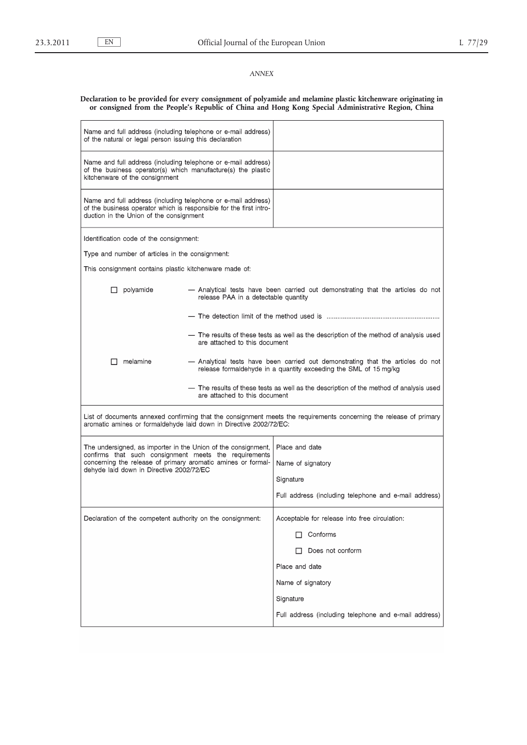*ANNEX*

**Declaration to be provided for every consignment of polyamide and melamine plastic kitchenware originating in or consigned from the People's Republic of China and Hong Kong Special Administrative Region, China**

| | |
|---|---|
| Name and full address (including telephone or e-mail address) of the natural or legal person issuing this declaration | |
| Name and full address (including telephone or e-mail address) of the business operator(s) which manufacture(s) the plastic kitchenware of the consignment | |
| Name and full address (including telephone or e-mail address) of the business operator which is responsible for the first introduction in the Union of the consignment | |

Identification code of the consignment:

Type and number of articles in the consignment:

This consignment contains plastic kitchenware made of:

☐ polyamide

- Analytical tests have been carried out demonstrating that the articles do not release PAA in a detectable quantity
- The detection limit of the method used is ..............................................................
- The results of these tests as well as the description of the method of analysis used are attached to this document

☐ melamine

- Analytical tests have been carried out demonstrating that the articles do not release formaldehyde in a quantity exceeding the SML of 15 mg/kg
- The results of these tests as well as the description of the method of analysis used are attached to this document

List of documents annexed confirming that the consignment meets the requirements concerning the release of primary aromatic amines or formaldehyde laid down in Directive 2002/72/EC:

| | |
|---|---|
| The undersigned, as importer in the Union of the consignment, confirms that such consignment meets the requirements concerning the release of primary aromatic amines or formaldehyde laid down in Directive 2002/72/EC | Place and date<br>Name of signatory<br>Signature<br>Full address (including telephone and e-mail address) |
| Declaration of the competent authority on the consignment: | Acceptable for release into free circulation:<br>☐ Conforms<br>☐ Does not conform<br>Place and date<br>Name of signatory<br>Signature<br>Full address (including telephone and e-mail address) |